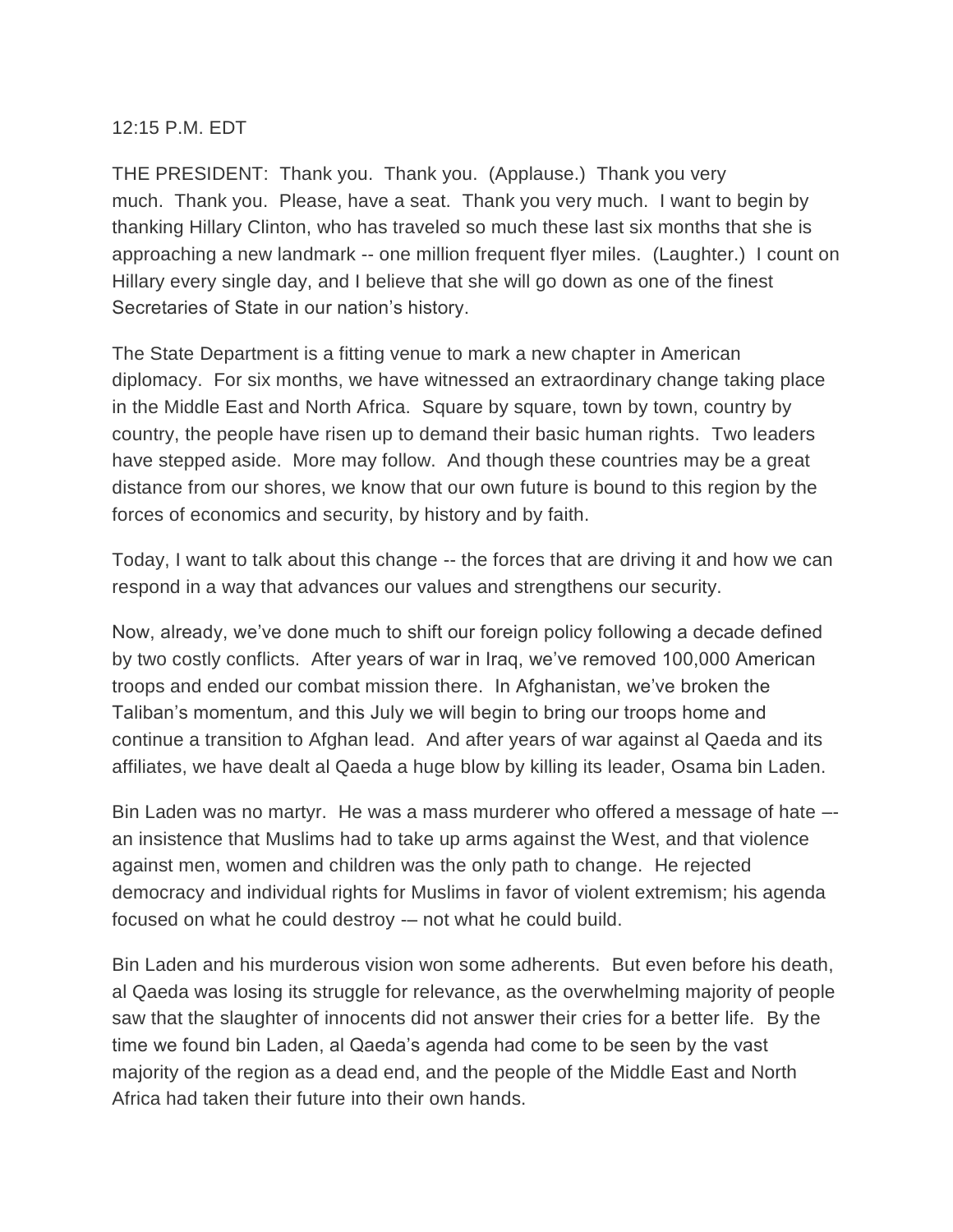12:15 P.M. EDT

THE PRESIDENT: Thank you. Thank you. (Applause.) Thank you very much. Thank you. Please, have a seat. Thank you very much. I want to begin by thanking Hillary Clinton, who has traveled so much these last six months that she is approaching a new landmark -- one million frequent flyer miles. (Laughter.) I count on Hillary every single day, and I believe that she will go down as one of the finest Secretaries of State in our nation's history.

The State Department is a fitting venue to mark a new chapter in American diplomacy. For six months, we have witnessed an extraordinary change taking place in the Middle East and North Africa. Square by square, town by town, country by country, the people have risen up to demand their basic human rights. Two leaders have stepped aside. More may follow. And though these countries may be a great distance from our shores, we know that our own future is bound to this region by the forces of economics and security, by history and by faith.

Today, I want to talk about this change -- the forces that are driving it and how we can respond in a way that advances our values and strengthens our security.

Now, already, we've done much to shift our foreign policy following a decade defined by two costly conflicts. After years of war in Iraq, we've removed 100,000 American troops and ended our combat mission there. In Afghanistan, we've broken the Taliban's momentum, and this July we will begin to bring our troops home and continue a transition to Afghan lead. And after years of war against al Qaeda and its affiliates, we have dealt al Qaeda a huge blow by killing its leader, Osama bin Laden.

Bin Laden was no martyr. He was a mass murderer who offered a message of hate –- an insistence that Muslims had to take up arms against the West, and that violence against men, women and children was the only path to change. He rejected democracy and individual rights for Muslims in favor of violent extremism; his agenda focused on what he could destroy -– not what he could build.

Bin Laden and his murderous vision won some adherents. But even before his death, al Qaeda was losing its struggle for relevance, as the overwhelming majority of people saw that the slaughter of innocents did not answer their cries for a better life. By the time we found bin Laden, al Qaeda's agenda had come to be seen by the vast majority of the region as a dead end, and the people of the Middle East and North Africa had taken their future into their own hands.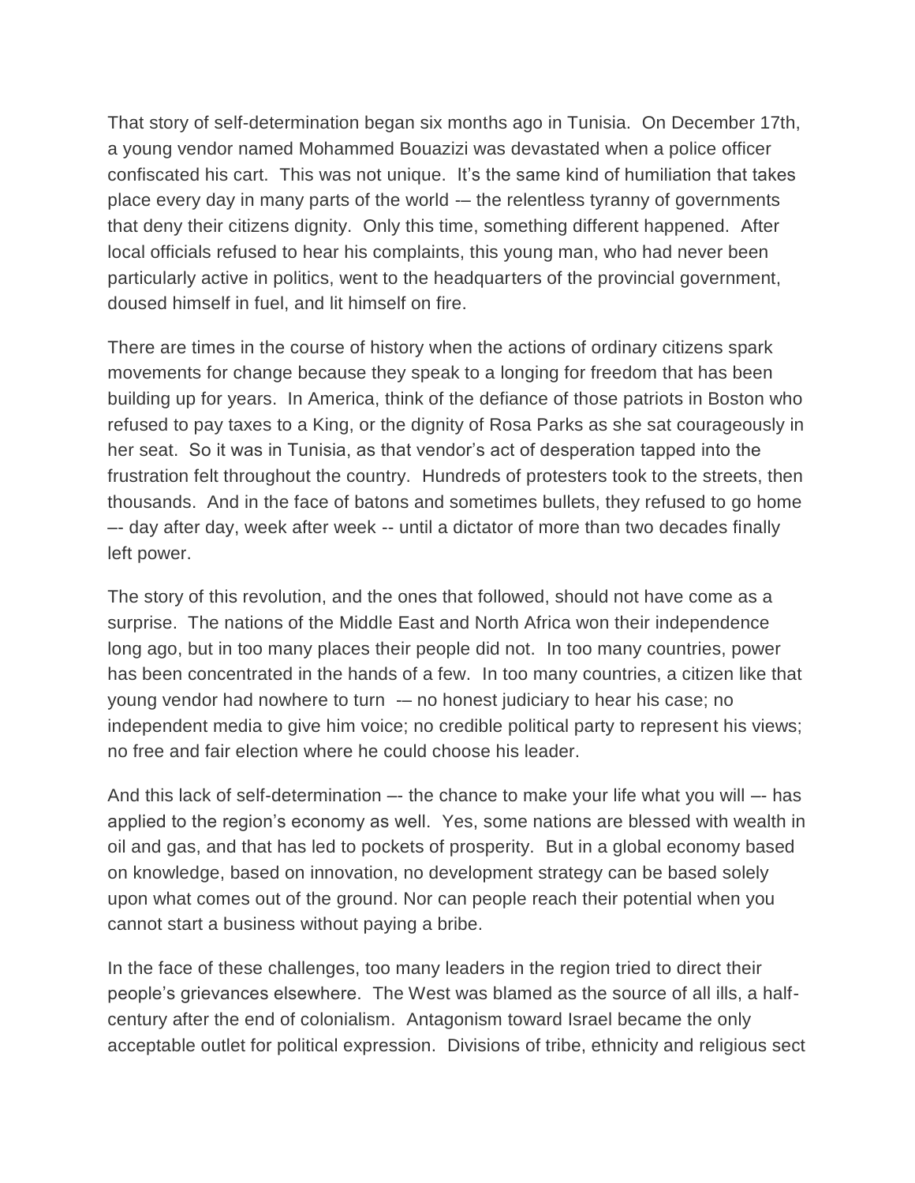That story of self-determination began six months ago in Tunisia. On December 17th, a young vendor named Mohammed Bouazizi was devastated when a police officer confiscated his cart. This was not unique. It's the same kind of humiliation that takes place every day in many parts of the world -– the relentless tyranny of governments that deny their citizens dignity. Only this time, something different happened. After local officials refused to hear his complaints, this young man, who had never been particularly active in politics, went to the headquarters of the provincial government, doused himself in fuel, and lit himself on fire.

There are times in the course of history when the actions of ordinary citizens spark movements for change because they speak to a longing for freedom that has been building up for years. In America, think of the defiance of those patriots in Boston who refused to pay taxes to a King, or the dignity of Rosa Parks as she sat courageously in her seat. So it was in Tunisia, as that vendor's act of desperation tapped into the frustration felt throughout the country. Hundreds of protesters took to the streets, then thousands. And in the face of batons and sometimes bullets, they refused to go home –- day after day, week after week -- until a dictator of more than two decades finally left power.

The story of this revolution, and the ones that followed, should not have come as a surprise. The nations of the Middle East and North Africa won their independence long ago, but in too many places their people did not. In too many countries, power has been concentrated in the hands of a few. In too many countries, a citizen like that young vendor had nowhere to turn -– no honest judiciary to hear his case; no independent media to give him voice; no credible political party to represent his views; no free and fair election where he could choose his leader.

And this lack of self-determination –- the chance to make your life what you will –- has applied to the region's economy as well. Yes, some nations are blessed with wealth in oil and gas, and that has led to pockets of prosperity. But in a global economy based on knowledge, based on innovation, no development strategy can be based solely upon what comes out of the ground. Nor can people reach their potential when you cannot start a business without paying a bribe.

In the face of these challenges, too many leaders in the region tried to direct their people's grievances elsewhere. The West was blamed as the source of all ills, a half-century after the end of colonialism. Antagonism toward Israel became the only acceptable outlet for political expression. Divisions of tribe, ethnicity and religious sect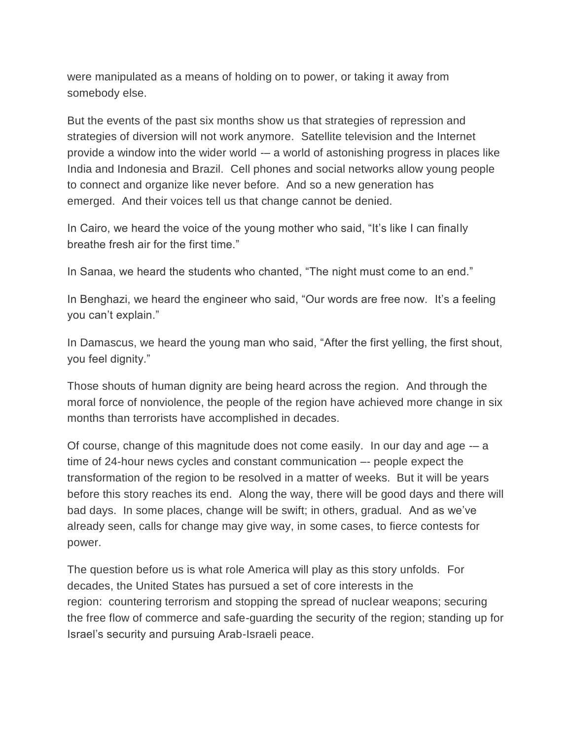were manipulated as a means of holding on to power, or taking it away from somebody else.

But the events of the past six months show us that strategies of repression and strategies of diversion will not work anymore. Satellite television and the Internet provide a window into the wider world -– a world of astonishing progress in places like India and Indonesia and Brazil. Cell phones and social networks allow young people to connect and organize like never before. And so a new generation has emerged. And their voices tell us that change cannot be denied.

In Cairo, we heard the voice of the young mother who said, "It's like I can finally breathe fresh air for the first time."

In Sanaa, we heard the students who chanted, "The night must come to an end."

In Benghazi, we heard the engineer who said, "Our words are free now. It's a feeling you can't explain."

In Damascus, we heard the young man who said, "After the first yelling, the first shout, you feel dignity."

Those shouts of human dignity are being heard across the region. And through the moral force of nonviolence, the people of the region have achieved more change in six months than terrorists have accomplished in decades.

Of course, change of this magnitude does not come easily. In our day and age -– a time of 24-hour news cycles and constant communication –- people expect the transformation of the region to be resolved in a matter of weeks. But it will be years before this story reaches its end. Along the way, there will be good days and there will bad days. In some places, change will be swift; in others, gradual. And as we've already seen, calls for change may give way, in some cases, to fierce contests for power.

The question before us is what role America will play as this story unfolds. For decades, the United States has pursued a set of core interests in the region: countering terrorism and stopping the spread of nuclear weapons; securing the free flow of commerce and safe-guarding the security of the region; standing up for Israel's security and pursuing Arab-Israeli peace.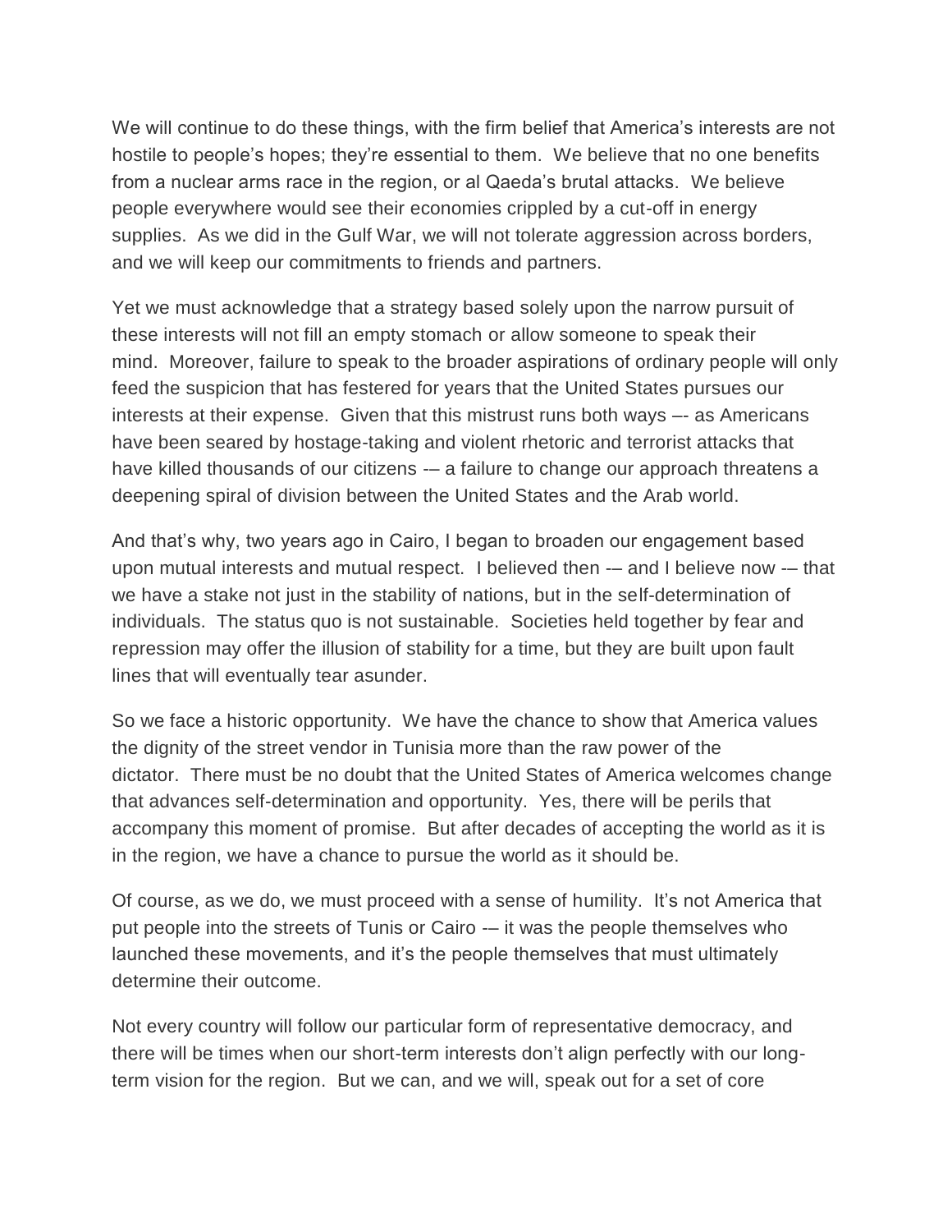We will continue to do these things, with the firm belief that America's interests are not hostile to people's hopes; they're essential to them. We believe that no one benefits from a nuclear arms race in the region, or al Qaeda's brutal attacks. We believe people everywhere would see their economies crippled by a cut-off in energy supplies. As we did in the Gulf War, we will not tolerate aggression across borders, and we will keep our commitments to friends and partners.

Yet we must acknowledge that a strategy based solely upon the narrow pursuit of these interests will not fill an empty stomach or allow someone to speak their mind. Moreover, failure to speak to the broader aspirations of ordinary people will only feed the suspicion that has festered for years that the United States pursues our interests at their expense. Given that this mistrust runs both ways –- as Americans have been seared by hostage-taking and violent rhetoric and terrorist attacks that have killed thousands of our citizens -– a failure to change our approach threatens a deepening spiral of division between the United States and the Arab world.

And that's why, two years ago in Cairo, I began to broaden our engagement based upon mutual interests and mutual respect. I believed then -– and I believe now -– that we have a stake not just in the stability of nations, but in the self-determination of individuals. The status quo is not sustainable. Societies held together by fear and repression may offer the illusion of stability for a time, but they are built upon fault lines that will eventually tear asunder.

So we face a historic opportunity. We have the chance to show that America values the dignity of the street vendor in Tunisia more than the raw power of the dictator. There must be no doubt that the United States of America welcomes change that advances self-determination and opportunity. Yes, there will be perils that accompany this moment of promise. But after decades of accepting the world as it is in the region, we have a chance to pursue the world as it should be.

Of course, as we do, we must proceed with a sense of humility. It's not America that put people into the streets of Tunis or Cairo -– it was the people themselves who launched these movements, and it's the people themselves that must ultimately determine their outcome.

Not every country will follow our particular form of representative democracy, and there will be times when our short-term interests don't align perfectly with our long-term vision for the region. But we can, and we will, speak out for a set of core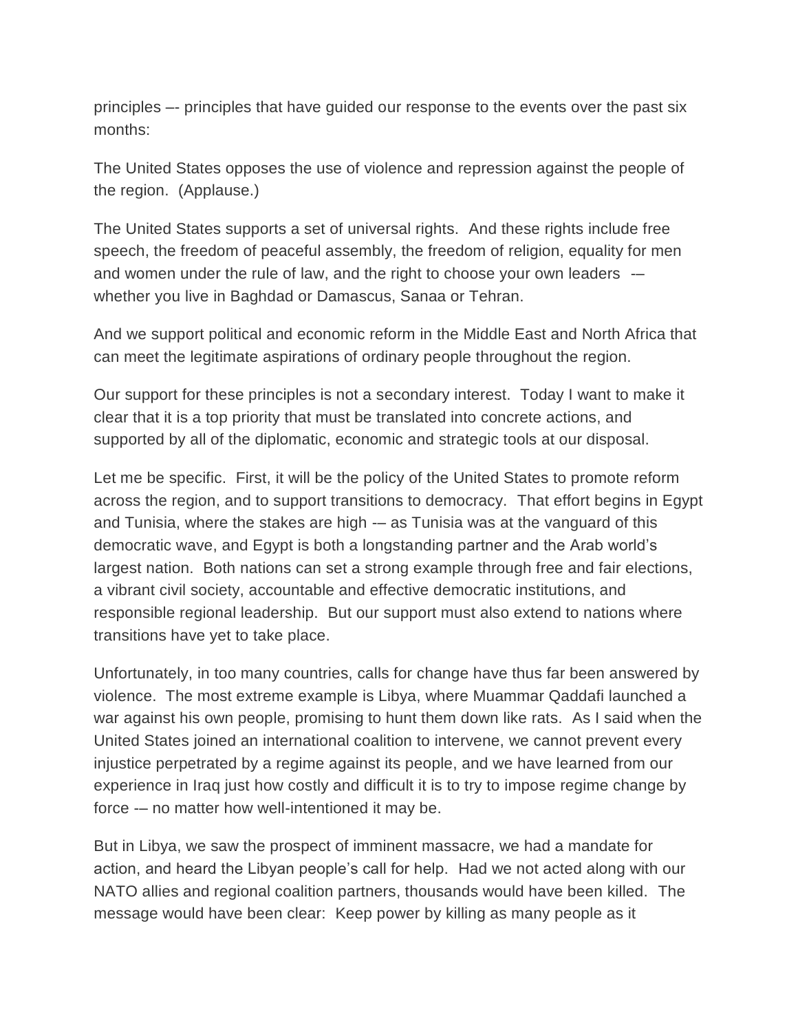principles –- principles that have guided our response to the events over the past six months:

The United States opposes the use of violence and repression against the people of the region. (Applause.)

The United States supports a set of universal rights. And these rights include free speech, the freedom of peaceful assembly, the freedom of religion, equality for men and women under the rule of law, and the right to choose your own leaders -– whether you live in Baghdad or Damascus, Sanaa or Tehran.

And we support political and economic reform in the Middle East and North Africa that can meet the legitimate aspirations of ordinary people throughout the region.

Our support for these principles is not a secondary interest. Today I want to make it clear that it is a top priority that must be translated into concrete actions, and supported by all of the diplomatic, economic and strategic tools at our disposal.

Let me be specific. First, it will be the policy of the United States to promote reform across the region, and to support transitions to democracy. That effort begins in Egypt and Tunisia, where the stakes are high -– as Tunisia was at the vanguard of this democratic wave, and Egypt is both a longstanding partner and the Arab world's largest nation. Both nations can set a strong example through free and fair elections, a vibrant civil society, accountable and effective democratic institutions, and responsible regional leadership. But our support must also extend to nations where transitions have yet to take place.

Unfortunately, in too many countries, calls for change have thus far been answered by violence. The most extreme example is Libya, where Muammar Qaddafi launched a war against his own people, promising to hunt them down like rats. As I said when the United States joined an international coalition to intervene, we cannot prevent every injustice perpetrated by a regime against its people, and we have learned from our experience in Iraq just how costly and difficult it is to try to impose regime change by force -– no matter how well-intentioned it may be.

But in Libya, we saw the prospect of imminent massacre, we had a mandate for action, and heard the Libyan people's call for help. Had we not acted along with our NATO allies and regional coalition partners, thousands would have been killed. The message would have been clear: Keep power by killing as many people as it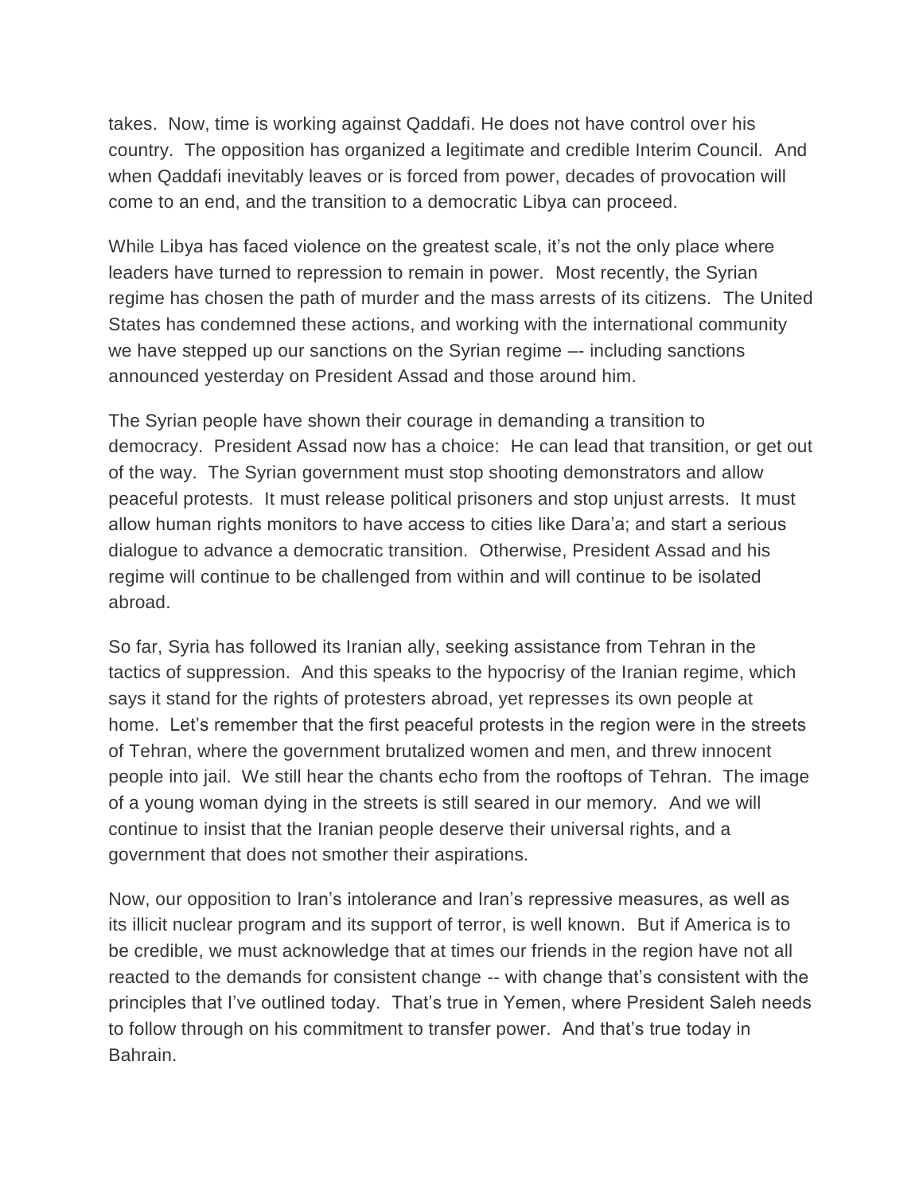takes. Now, time is working against Qaddafi. He does not have control over his country. The opposition has organized a legitimate and credible Interim Council. And when Qaddafi inevitably leaves or is forced from power, decades of provocation will come to an end, and the transition to a democratic Libya can proceed.

While Libya has faced violence on the greatest scale, it's not the only place where leaders have turned to repression to remain in power. Most recently, the Syrian regime has chosen the path of murder and the mass arrests of its citizens. The United States has condemned these actions, and working with the international community we have stepped up our sanctions on the Syrian regime –- including sanctions announced yesterday on President Assad and those around him.

The Syrian people have shown their courage in demanding a transition to democracy. President Assad now has a choice: He can lead that transition, or get out of the way. The Syrian government must stop shooting demonstrators and allow peaceful protests. It must release political prisoners and stop unjust arrests. It must allow human rights monitors to have access to cities like Dara'a; and start a serious dialogue to advance a democratic transition. Otherwise, President Assad and his regime will continue to be challenged from within and will continue to be isolated abroad.

So far, Syria has followed its Iranian ally, seeking assistance from Tehran in the tactics of suppression. And this speaks to the hypocrisy of the Iranian regime, which says it stand for the rights of protesters abroad, yet represses its own people at home. Let's remember that the first peaceful protests in the region were in the streets of Tehran, where the government brutalized women and men, and threw innocent people into jail. We still hear the chants echo from the rooftops of Tehran. The image of a young woman dying in the streets is still seared in our memory. And we will continue to insist that the Iranian people deserve their universal rights, and a government that does not smother their aspirations.

Now, our opposition to Iran's intolerance and Iran's repressive measures, as well as its illicit nuclear program and its support of terror, is well known. But if America is to be credible, we must acknowledge that at times our friends in the region have not all reacted to the demands for consistent change -- with change that's consistent with the principles that I've outlined today. That's true in Yemen, where President Saleh needs to follow through on his commitment to transfer power. And that's true today in Bahrain.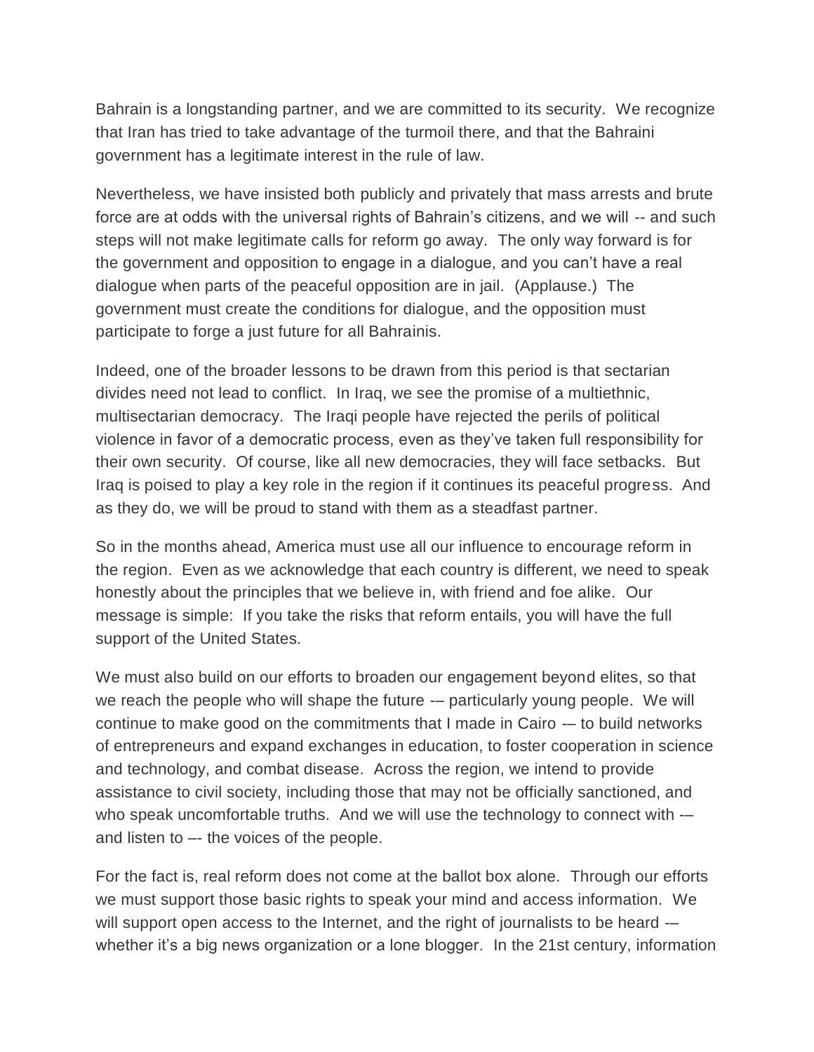Bahrain is a longstanding partner, and we are committed to its security. We recognize that Iran has tried to take advantage of the turmoil there, and that the Bahraini government has a legitimate interest in the rule of law.

Nevertheless, we have insisted both publicly and privately that mass arrests and brute force are at odds with the universal rights of Bahrain's citizens, and we will -- and such steps will not make legitimate calls for reform go away. The only way forward is for the government and opposition to engage in a dialogue, and you can't have a real dialogue when parts of the peaceful opposition are in jail. (Applause.) The government must create the conditions for dialogue, and the opposition must participate to forge a just future for all Bahrainis.

Indeed, one of the broader lessons to be drawn from this period is that sectarian divides need not lead to conflict. In Iraq, we see the promise of a multiethnic, multisectarian democracy. The Iraqi people have rejected the perils of political violence in favor of a democratic process, even as they've taken full responsibility for their own security. Of course, like all new democracies, they will face setbacks. But Iraq is poised to play a key role in the region if it continues its peaceful progress. And as they do, we will be proud to stand with them as a steadfast partner.

So in the months ahead, America must use all our influence to encourage reform in the region. Even as we acknowledge that each country is different, we need to speak honestly about the principles that we believe in, with friend and foe alike. Our message is simple: If you take the risks that reform entails, you will have the full support of the United States.

We must also build on our efforts to broaden our engagement beyond elites, so that we reach the people who will shape the future -– particularly young people. We will continue to make good on the commitments that I made in Cairo -– to build networks of entrepreneurs and expand exchanges in education, to foster cooperation in science and technology, and combat disease. Across the region, we intend to provide assistance to civil society, including those that may not be officially sanctioned, and who speak uncomfortable truths. And we will use the technology to connect with -– and listen to –- the voices of the people.

For the fact is, real reform does not come at the ballot box alone. Through our efforts we must support those basic rights to speak your mind and access information. We will support open access to the Internet, and the right of journalists to be heard -– whether it's a big news organization or a lone blogger. In the 21st century, information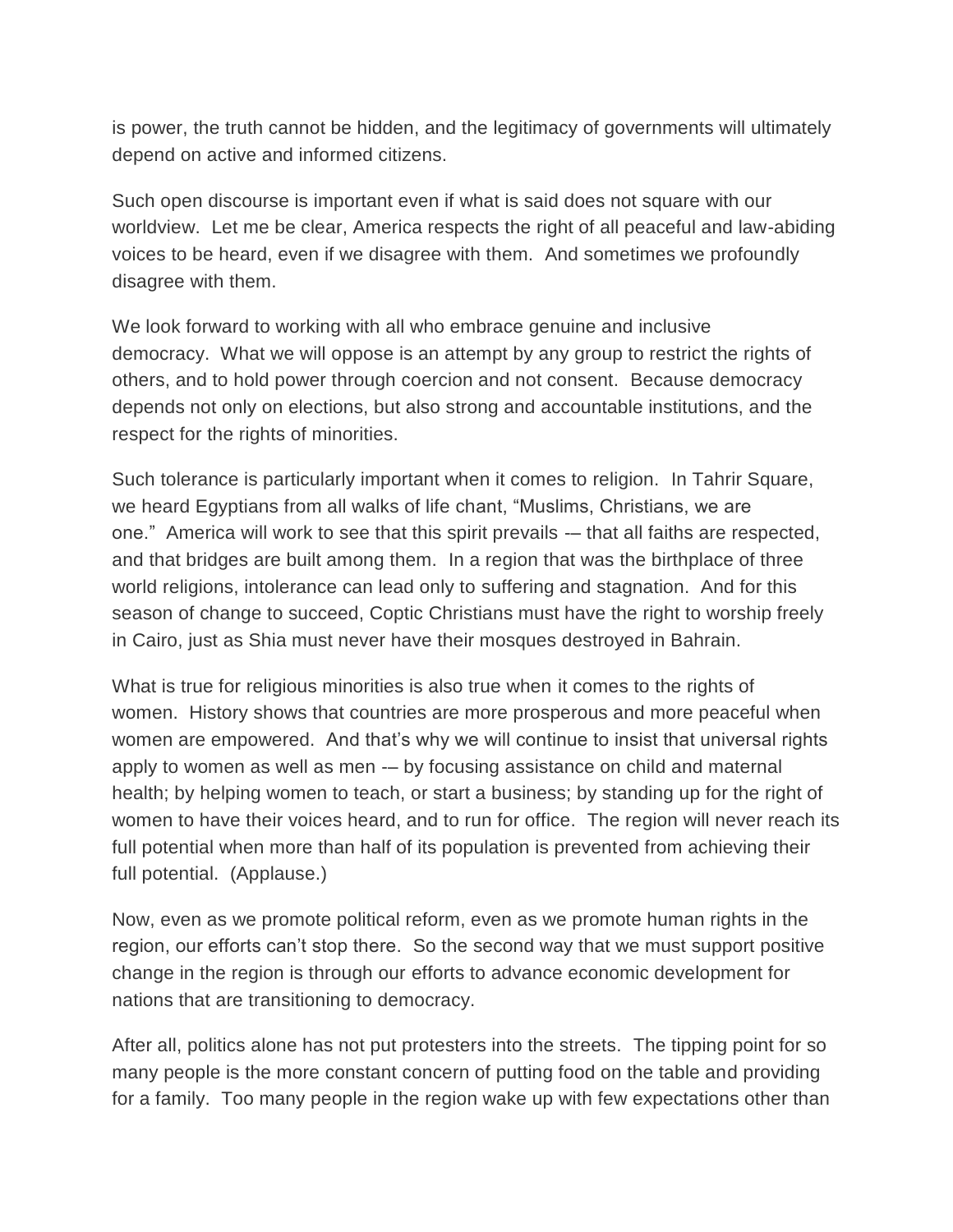is power, the truth cannot be hidden, and the legitimacy of governments will ultimately depend on active and informed citizens.

Such open discourse is important even if what is said does not square with our worldview. Let me be clear, America respects the right of all peaceful and law-abiding voices to be heard, even if we disagree with them. And sometimes we profoundly disagree with them.

We look forward to working with all who embrace genuine and inclusive democracy. What we will oppose is an attempt by any group to restrict the rights of others, and to hold power through coercion and not consent. Because democracy depends not only on elections, but also strong and accountable institutions, and the respect for the rights of minorities.

Such tolerance is particularly important when it comes to religion. In Tahrir Square, we heard Egyptians from all walks of life chant, "Muslims, Christians, we are one." America will work to see that this spirit prevails -– that all faiths are respected, and that bridges are built among them. In a region that was the birthplace of three world religions, intolerance can lead only to suffering and stagnation. And for this season of change to succeed, Coptic Christians must have the right to worship freely in Cairo, just as Shia must never have their mosques destroyed in Bahrain.

What is true for religious minorities is also true when it comes to the rights of women. History shows that countries are more prosperous and more peaceful when women are empowered. And that's why we will continue to insist that universal rights apply to women as well as men -– by focusing assistance on child and maternal health; by helping women to teach, or start a business; by standing up for the right of women to have their voices heard, and to run for office. The region will never reach its full potential when more than half of its population is prevented from achieving their full potential. (Applause.)

Now, even as we promote political reform, even as we promote human rights in the region, our efforts can't stop there. So the second way that we must support positive change in the region is through our efforts to advance economic development for nations that are transitioning to democracy.

After all, politics alone has not put protesters into the streets. The tipping point for so many people is the more constant concern of putting food on the table and providing for a family. Too many people in the region wake up with few expectations other than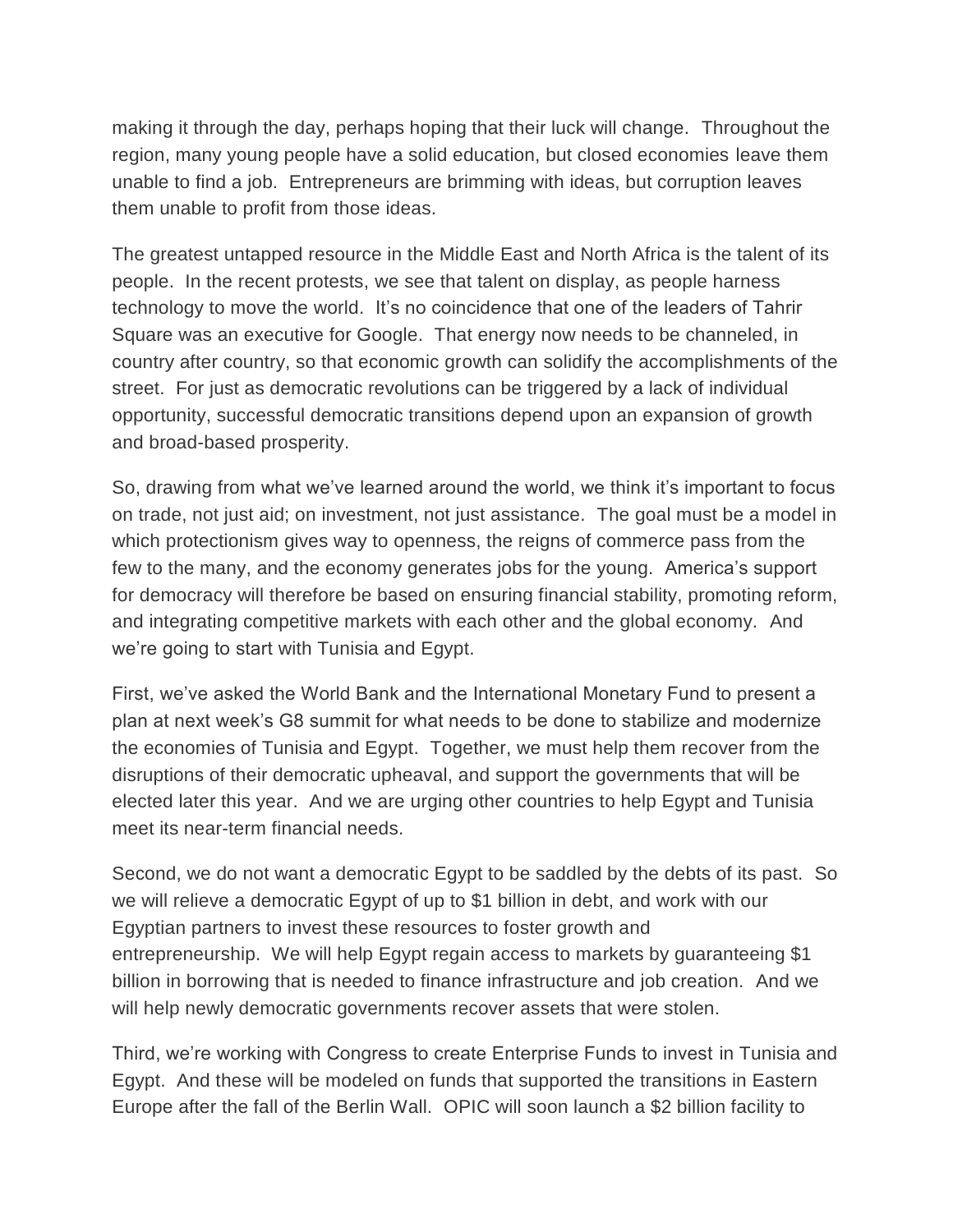making it through the day, perhaps hoping that their luck will change. Throughout the region, many young people have a solid education, but closed economies leave them unable to find a job. Entrepreneurs are brimming with ideas, but corruption leaves them unable to profit from those ideas.

The greatest untapped resource in the Middle East and North Africa is the talent of its people. In the recent protests, we see that talent on display, as people harness technology to move the world. It's no coincidence that one of the leaders of Tahrir Square was an executive for Google. That energy now needs to be channeled, in country after country, so that economic growth can solidify the accomplishments of the street. For just as democratic revolutions can be triggered by a lack of individual opportunity, successful democratic transitions depend upon an expansion of growth and broad-based prosperity.

So, drawing from what we've learned around the world, we think it's important to focus on trade, not just aid; on investment, not just assistance. The goal must be a model in which protectionism gives way to openness, the reigns of commerce pass from the few to the many, and the economy generates jobs for the young. America's support for democracy will therefore be based on ensuring financial stability, promoting reform, and integrating competitive markets with each other and the global economy. And we're going to start with Tunisia and Egypt.

First, we've asked the World Bank and the International Monetary Fund to present a plan at next week's G8 summit for what needs to be done to stabilize and modernize the economies of Tunisia and Egypt. Together, we must help them recover from the disruptions of their democratic upheaval, and support the governments that will be elected later this year. And we are urging other countries to help Egypt and Tunisia meet its near-term financial needs.

Second, we do not want a democratic Egypt to be saddled by the debts of its past. So we will relieve a democratic Egypt of up to $1 billion in debt, and work with our Egyptian partners to invest these resources to foster growth and entrepreneurship. We will help Egypt regain access to markets by guaranteeing $1 billion in borrowing that is needed to finance infrastructure and job creation. And we will help newly democratic governments recover assets that were stolen.

Third, we're working with Congress to create Enterprise Funds to invest in Tunisia and Egypt. And these will be modeled on funds that supported the transitions in Eastern Europe after the fall of the Berlin Wall. OPIC will soon launch a $2 billion facility to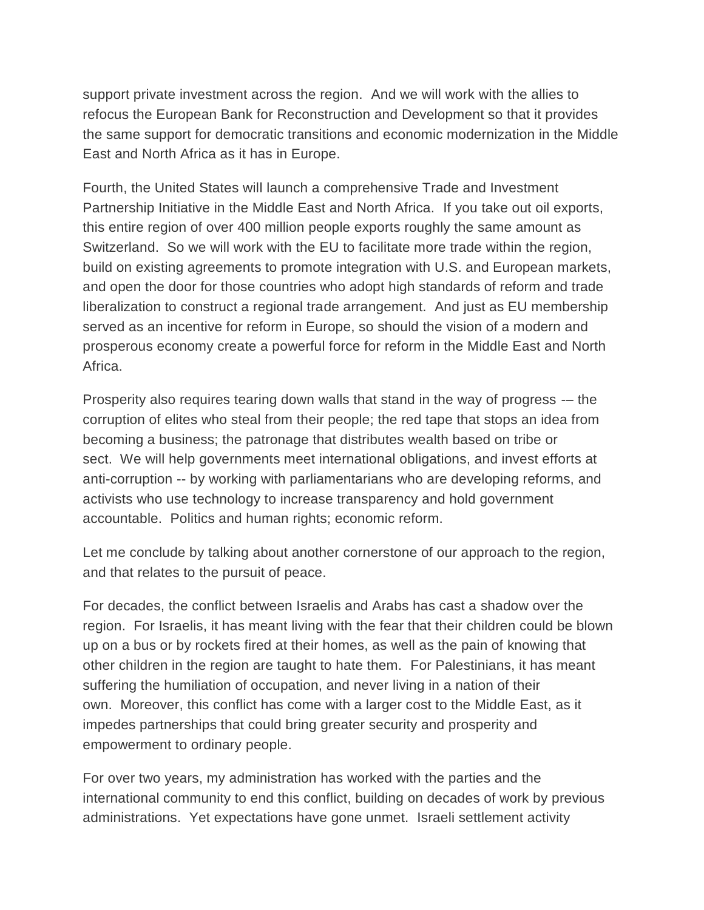support private investment across the region.  And we will work with the allies to refocus the European Bank for Reconstruction and Development so that it provides the same support for democratic transitions and economic modernization in the Middle East and North Africa as it has in Europe.

Fourth, the United States will launch a comprehensive Trade and Investment Partnership Initiative in the Middle East and North Africa.  If you take out oil exports, this entire region of over 400 million people exports roughly the same amount as Switzerland.  So we will work with the EU to facilitate more trade within the region, build on existing agreements to promote integration with U.S. and European markets, and open the door for those countries who adopt high standards of reform and trade liberalization to construct a regional trade arrangement.  And just as EU membership served as an incentive for reform in Europe, so should the vision of a modern and prosperous economy create a powerful force for reform in the Middle East and North Africa.

Prosperity also requires tearing down walls that stand in the way of progress -– the corruption of elites who steal from their people; the red tape that stops an idea from becoming a business; the patronage that distributes wealth based on tribe or sect.  We will help governments meet international obligations, and invest efforts at anti-corruption -- by working with parliamentarians who are developing reforms, and activists who use technology to increase transparency and hold government accountable.  Politics and human rights; economic reform.

Let me conclude by talking about another cornerstone of our approach to the region, and that relates to the pursuit of peace.

For decades, the conflict between Israelis and Arabs has cast a shadow over the region.  For Israelis, it has meant living with the fear that their children could be blown up on a bus or by rockets fired at their homes, as well as the pain of knowing that other children in the region are taught to hate them.  For Palestinians, it has meant suffering the humiliation of occupation, and never living in a nation of their own.  Moreover, this conflict has come with a larger cost to the Middle East, as it impedes partnerships that could bring greater security and prosperity and empowerment to ordinary people.

For over two years, my administration has worked with the parties and the international community to end this conflict, building on decades of work by previous administrations.  Yet expectations have gone unmet.  Israeli settlement activity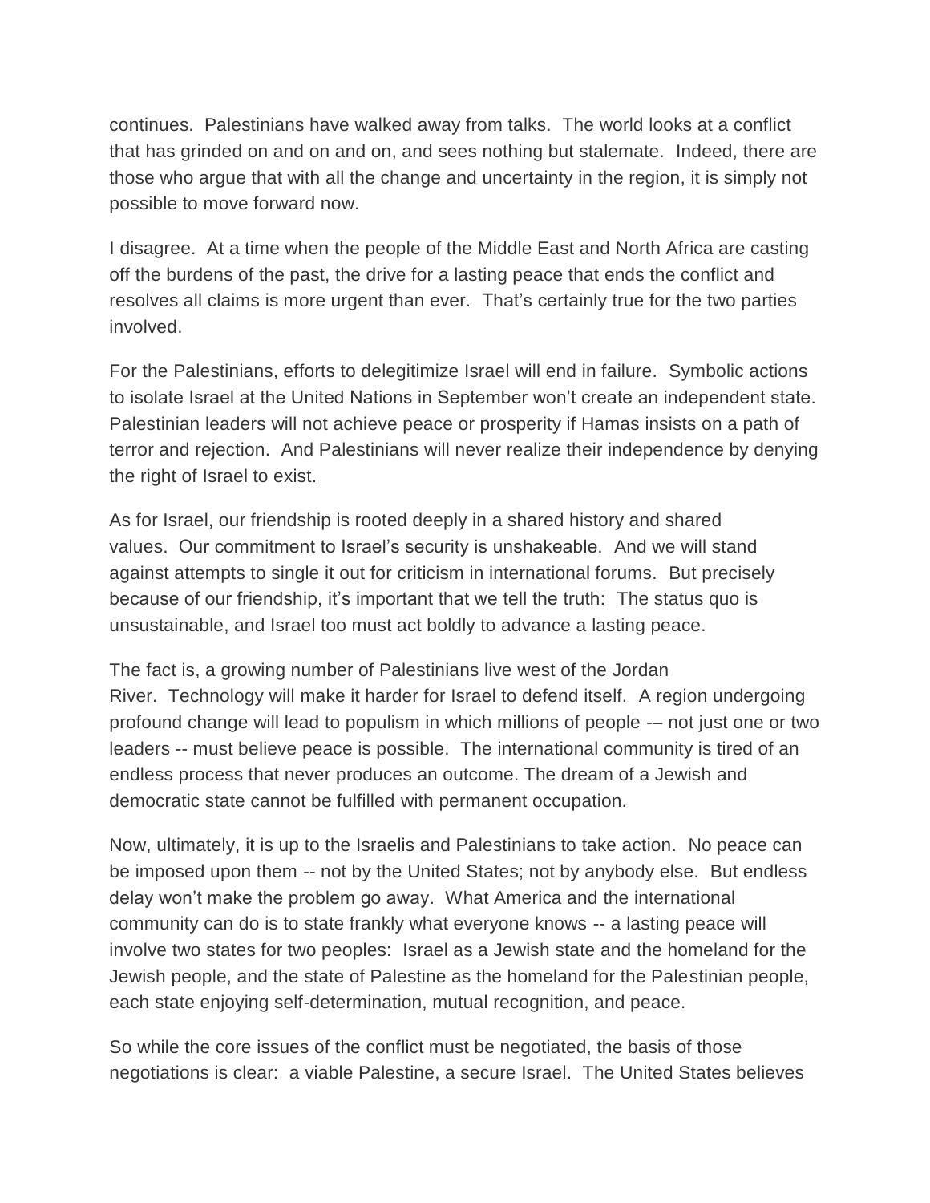continues. Palestinians have walked away from talks. The world looks at a conflict that has grinded on and on and on, and sees nothing but stalemate. Indeed, there are those who argue that with all the change and uncertainty in the region, it is simply not possible to move forward now.

I disagree. At a time when the people of the Middle East and North Africa are casting off the burdens of the past, the drive for a lasting peace that ends the conflict and resolves all claims is more urgent than ever. That's certainly true for the two parties involved.

For the Palestinians, efforts to delegitimize Israel will end in failure. Symbolic actions to isolate Israel at the United Nations in September won't create an independent state. Palestinian leaders will not achieve peace or prosperity if Hamas insists on a path of terror and rejection. And Palestinians will never realize their independence by denying the right of Israel to exist.

As for Israel, our friendship is rooted deeply in a shared history and shared values. Our commitment to Israel's security is unshakeable. And we will stand against attempts to single it out for criticism in international forums. But precisely because of our friendship, it's important that we tell the truth: The status quo is unsustainable, and Israel too must act boldly to advance a lasting peace.

The fact is, a growing number of Palestinians live west of the Jordan River. Technology will make it harder for Israel to defend itself. A region undergoing profound change will lead to populism in which millions of people -– not just one or two leaders -- must believe peace is possible. The international community is tired of an endless process that never produces an outcome. The dream of a Jewish and democratic state cannot be fulfilled with permanent occupation.

Now, ultimately, it is up to the Israelis and Palestinians to take action. No peace can be imposed upon them -- not by the United States; not by anybody else. But endless delay won't make the problem go away. What America and the international community can do is to state frankly what everyone knows -- a lasting peace will involve two states for two peoples: Israel as a Jewish state and the homeland for the Jewish people, and the state of Palestine as the homeland for the Palestinian people, each state enjoying self-determination, mutual recognition, and peace.

So while the core issues of the conflict must be negotiated, the basis of those negotiations is clear: a viable Palestine, a secure Israel. The United States believes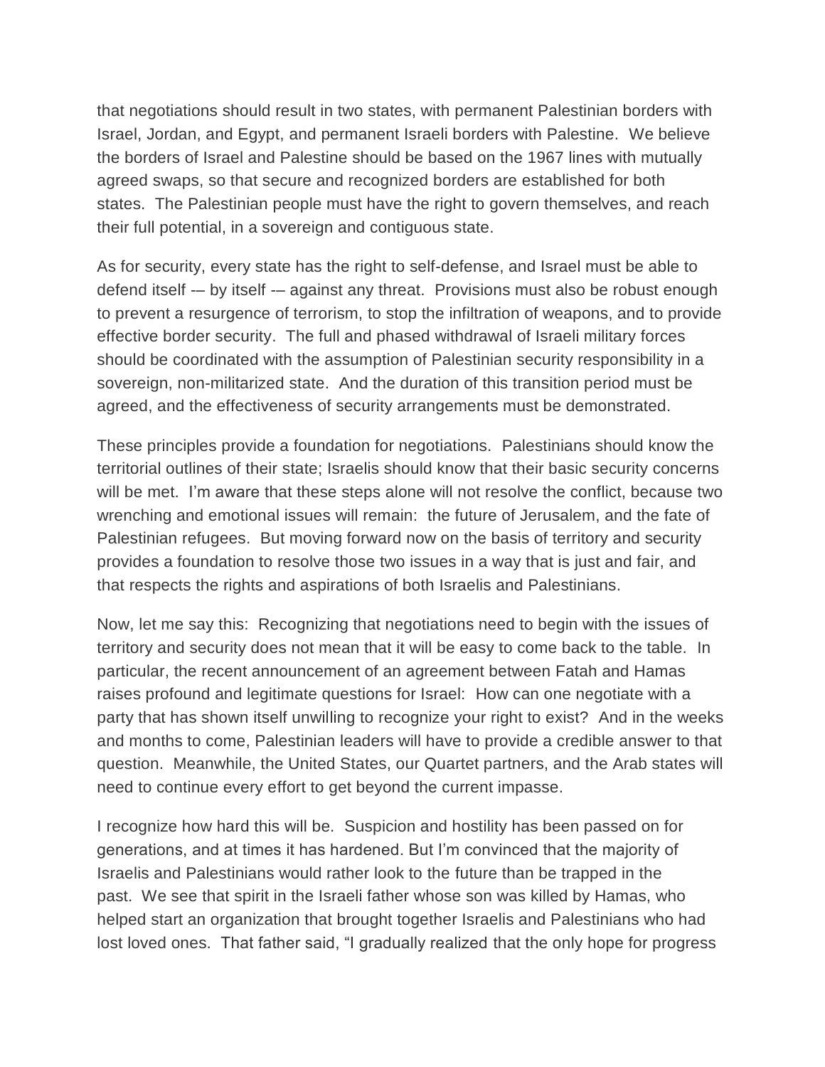that negotiations should result in two states, with permanent Palestinian borders with Israel, Jordan, and Egypt, and permanent Israeli borders with Palestine.  We believe the borders of Israel and Palestine should be based on the 1967 lines with mutually agreed swaps, so that secure and recognized borders are established for both states.  The Palestinian people must have the right to govern themselves, and reach their full potential, in a sovereign and contiguous state.

As for security, every state has the right to self-defense, and Israel must be able to defend itself -– by itself -– against any threat.  Provisions must also be robust enough to prevent a resurgence of terrorism, to stop the infiltration of weapons, and to provide effective border security.  The full and phased withdrawal of Israeli military forces should be coordinated with the assumption of Palestinian security responsibility in a sovereign, non-militarized state.  And the duration of this transition period must be agreed, and the effectiveness of security arrangements must be demonstrated.

These principles provide a foundation for negotiations.  Palestinians should know the territorial outlines of their state; Israelis should know that their basic security concerns will be met.  I'm aware that these steps alone will not resolve the conflict, because two wrenching and emotional issues will remain:  the future of Jerusalem, and the fate of Palestinian refugees.  But moving forward now on the basis of territory and security provides a foundation to resolve those two issues in a way that is just and fair, and that respects the rights and aspirations of both Israelis and Palestinians.

Now, let me say this:  Recognizing that negotiations need to begin with the issues of territory and security does not mean that it will be easy to come back to the table.  In particular, the recent announcement of an agreement between Fatah and Hamas raises profound and legitimate questions for Israel:  How can one negotiate with a party that has shown itself unwilling to recognize your right to exist?  And in the weeks and months to come, Palestinian leaders will have to provide a credible answer to that question.  Meanwhile, the United States, our Quartet partners, and the Arab states will need to continue every effort to get beyond the current impasse.

I recognize how hard this will be.  Suspicion and hostility has been passed on for generations, and at times it has hardened. But I'm convinced that the majority of Israelis and Palestinians would rather look to the future than be trapped in the past.  We see that spirit in the Israeli father whose son was killed by Hamas, who helped start an organization that brought together Israelis and Palestinians who had lost loved ones.  That father said, "I gradually realized that the only hope for progress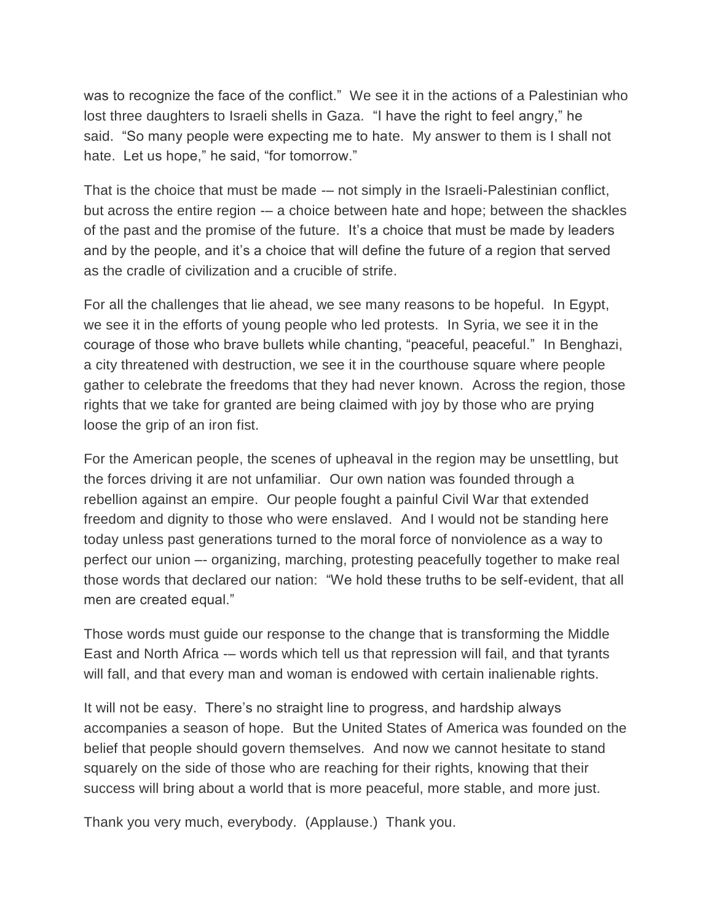was to recognize the face of the conflict." We see it in the actions of a Palestinian who lost three daughters to Israeli shells in Gaza. "I have the right to feel angry," he said. "So many people were expecting me to hate. My answer to them is I shall not hate. Let us hope," he said, "for tomorrow."

That is the choice that must be made -– not simply in the Israeli-Palestinian conflict, but across the entire region -– a choice between hate and hope; between the shackles of the past and the promise of the future. It's a choice that must be made by leaders and by the people, and it's a choice that will define the future of a region that served as the cradle of civilization and a crucible of strife.

For all the challenges that lie ahead, we see many reasons to be hopeful. In Egypt, we see it in the efforts of young people who led protests. In Syria, we see it in the courage of those who brave bullets while chanting, "peaceful, peaceful." In Benghazi, a city threatened with destruction, we see it in the courthouse square where people gather to celebrate the freedoms that they had never known. Across the region, those rights that we take for granted are being claimed with joy by those who are prying loose the grip of an iron fist.

For the American people, the scenes of upheaval in the region may be unsettling, but the forces driving it are not unfamiliar. Our own nation was founded through a rebellion against an empire. Our people fought a painful Civil War that extended freedom and dignity to those who were enslaved. And I would not be standing here today unless past generations turned to the moral force of nonviolence as a way to perfect our union –- organizing, marching, protesting peacefully together to make real those words that declared our nation: "We hold these truths to be self-evident, that all men are created equal."

Those words must guide our response to the change that is transforming the Middle East and North Africa -– words which tell us that repression will fail, and that tyrants will fall, and that every man and woman is endowed with certain inalienable rights.

It will not be easy. There's no straight line to progress, and hardship always accompanies a season of hope. But the United States of America was founded on the belief that people should govern themselves. And now we cannot hesitate to stand squarely on the side of those who are reaching for their rights, knowing that their success will bring about a world that is more peaceful, more stable, and more just.

Thank you very much, everybody. (Applause.) Thank you.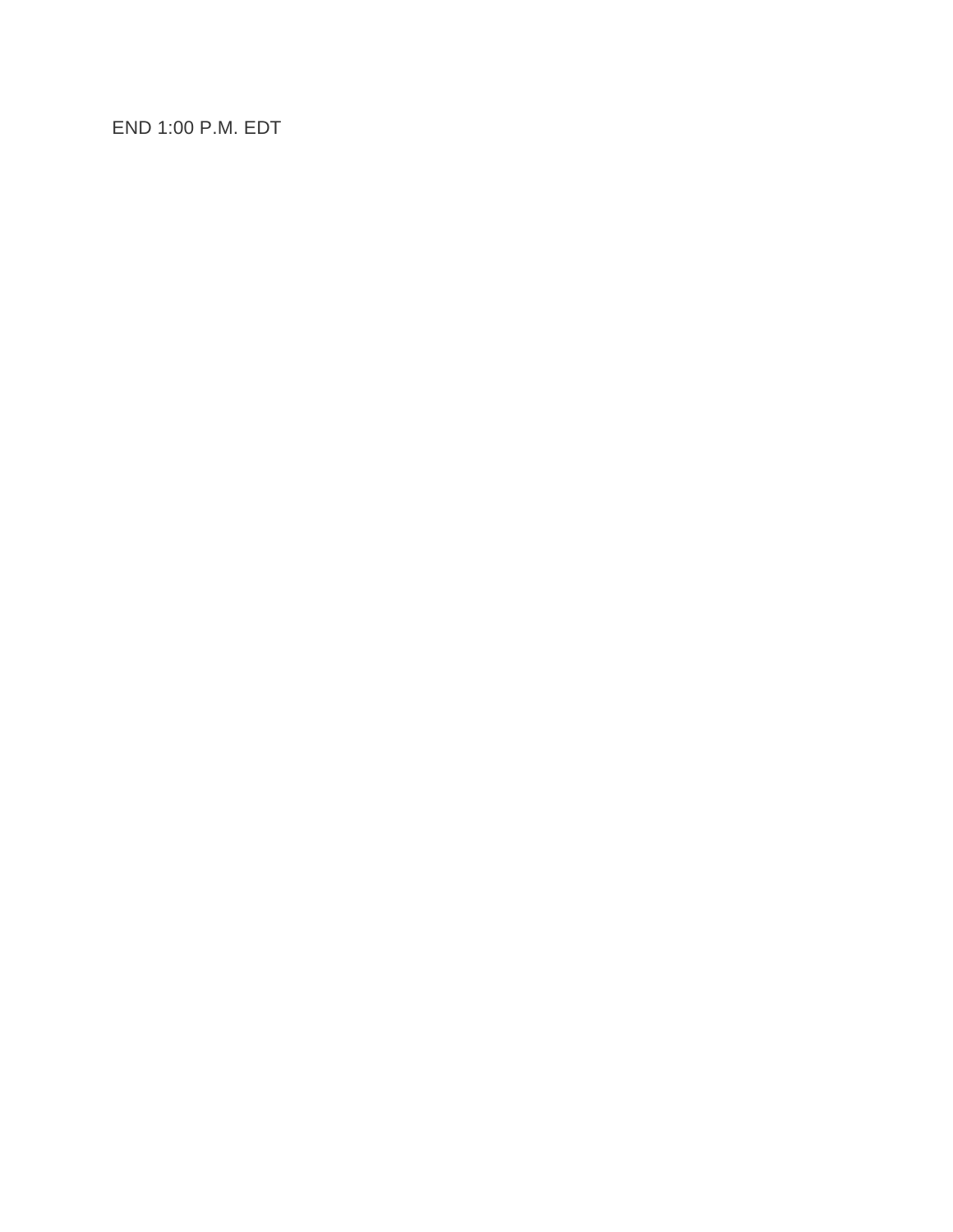END 1:00 P.M. EDT